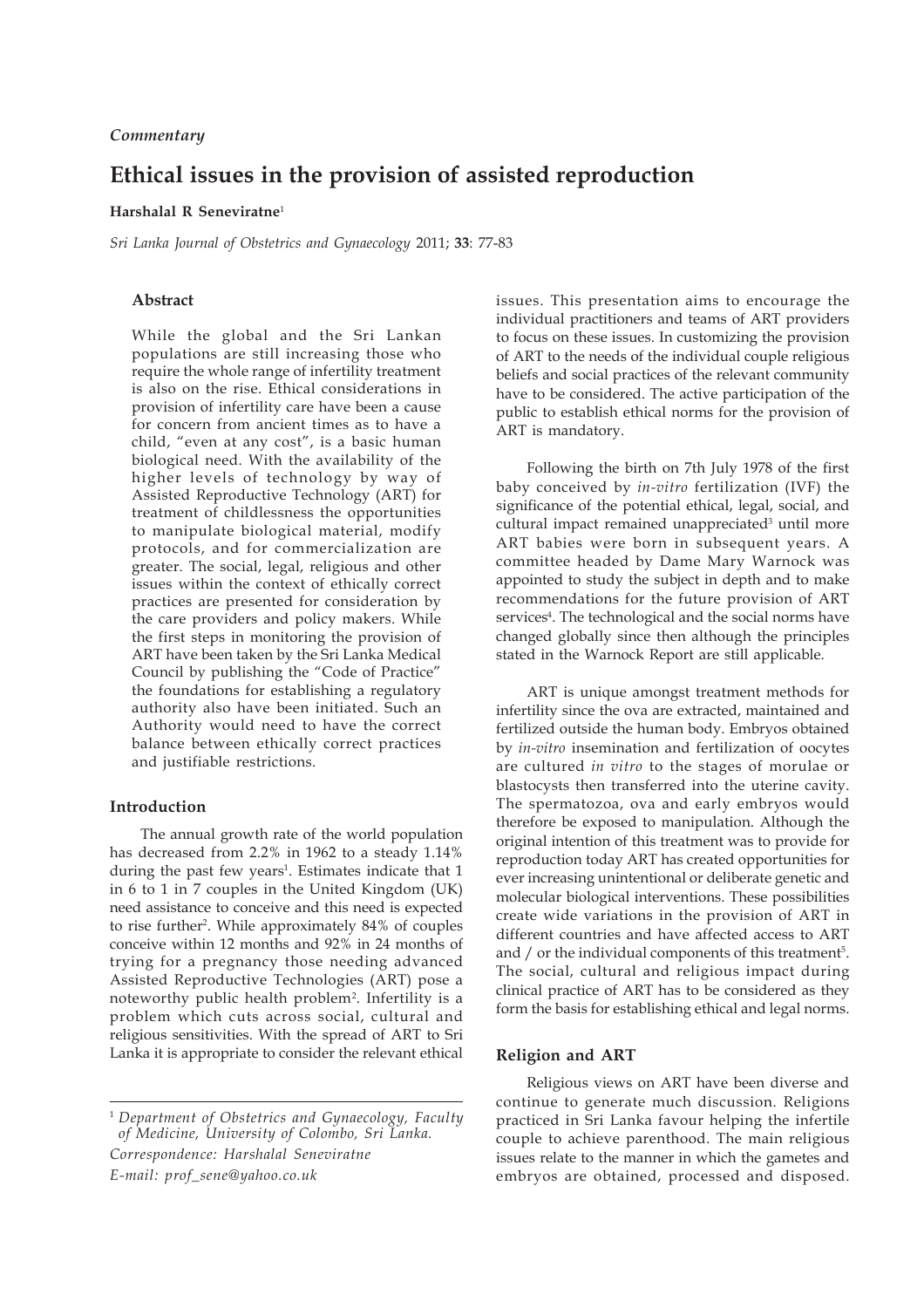*Commentary*

# Ethical issues in the provision of assisted reproduction

**Harshalal R Seneviratne**[1]

*Sri Lanka Journal of Obstetrics and Gynaecology* 2011; **33**: 77-83

## Abstract

While the global and the Sri Lankan populations are still increasing those who require the whole range of infertility treatment is also on the rise. Ethical considerations in provision of infertility care have been a cause for concern from ancient times as to have a child, "even at any cost", is a basic human biological need. With the availability of the higher levels of technology by way of Assisted Reproductive Technology (ART) for treatment of childlessness the opportunities to manipulate biological material, modify protocols, and for commercialization are greater. The social, legal, religious and other issues within the context of ethically correct practices are presented for consideration by the care providers and policy makers. While the first steps in monitoring the provision of ART have been taken by the Sri Lanka Medical Council by publishing the "Code of Practice" the foundations for establishing a regulatory authority also have been initiated. Such an Authority would need to have the correct balance between ethically correct practices and justifiable restrictions.

## Introduction

The annual growth rate of the world population has decreased from 2.2% in 1962 to a steady 1.14% during the past few years[1]. Estimates indicate that 1 in 6 to 1 in 7 couples in the United Kingdom (UK) need assistance to conceive and this need is expected to rise further[2]. While approximately 84% of couples conceive within 12 months and 92% in 24 months of trying for a pregnancy those needing advanced Assisted Reproductive Technologies (ART) pose a noteworthy public health problem[2]. Infertility is a problem which cuts across social, cultural and religious sensitivities. With the spread of ART to Sri Lanka it is appropriate to consider the relevant ethical issues. This presentation aims to encourage the individual practitioners and teams of ART providers to focus on these issues. In customizing the provision of ART to the needs of the individual couple religious beliefs and social practices of the relevant community have to be considered. The active participation of the public to establish ethical norms for the provision of ART is mandatory.

Following the birth on 7th July 1978 of the first baby conceived by *in-vitro* fertilization (IVF) the significance of the potential ethical, legal, social, and cultural impact remained unappreciated[3] until more ART babies were born in subsequent years. A committee headed by Dame Mary Warnock was appointed to study the subject in depth and to make recommendations for the future provision of ART services[4]. The technological and the social norms have changed globally since then although the principles stated in the Warnock Report are still applicable.

ART is unique amongst treatment methods for infertility since the ova are extracted, maintained and fertilized outside the human body. Embryos obtained by *in-vitro* insemination and fertilization of oocytes are cultured *in vitro* to the stages of morulae or blastocysts then transferred into the uterine cavity. The spermatozoa, ova and early embryos would therefore be exposed to manipulation. Although the original intention of this treatment was to provide for reproduction today ART has created opportunities for ever increasing unintentional or deliberate genetic and molecular biological interventions. These possibilities create wide variations in the provision of ART in different countries and have affected access to ART and / or the individual components of this treatment[5]. The social, cultural and religious impact during clinical practice of ART has to be considered as they form the basis for establishing ethical and legal norms.

## Religion and ART

Religious views on ART have been diverse and continue to generate much discussion. Religions practiced in Sri Lanka favour helping the infertile couple to achieve parenthood. The main religious issues relate to the manner in which the gametes and embryos are obtained, processed and disposed.

---

[1] *Department of Obstetrics and Gynaecology, Faculty of Medicine, University of Colombo, Sri Lanka.*

*Correspondence: Harshalal Seneviratne*

*E-mail: prof_sene@yahoo.co.uk*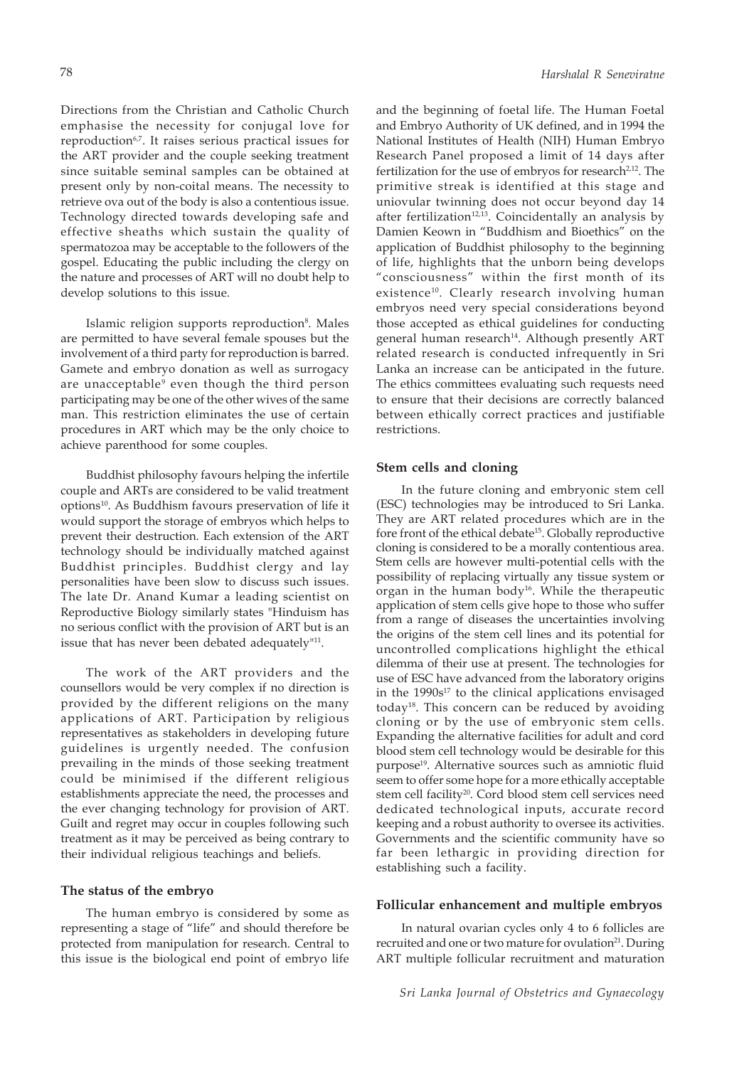Directions from the Christian and Catholic Church emphasise the necessity for conjugal love for reproduction[6,7]. It raises serious practical issues for the ART provider and the couple seeking treatment since suitable seminal samples can be obtained at present only by non-coital means. The necessity to retrieve ova out of the body is also a contentious issue. Technology directed towards developing safe and effective sheaths which sustain the quality of spermatozoa may be acceptable to the followers of the gospel. Educating the public including the clergy on the nature and processes of ART will no doubt help to develop solutions to this issue.

Islamic religion supports reproduction[8]. Males are permitted to have several female spouses but the involvement of a third party for reproduction is barred. Gamete and embryo donation as well as surrogacy are unacceptable[9] even though the third person participating may be one of the other wives of the same man. This restriction eliminates the use of certain procedures in ART which may be the only choice to achieve parenthood for some couples.

Buddhist philosophy favours helping the infertile couple and ARTs are considered to be valid treatment options[10]. As Buddhism favours preservation of life it would support the storage of embryos which helps to prevent their destruction. Each extension of the ART technology should be individually matched against Buddhist principles. Buddhist clergy and lay personalities have been slow to discuss such issues. The late Dr. Anand Kumar a leading scientist on Reproductive Biology similarly states "Hinduism has no serious conflict with the provision of ART but is an issue that has never been debated adequately"[11].

The work of the ART providers and the counsellors would be very complex if no direction is provided by the different religions on the many applications of ART. Participation by religious representatives as stakeholders in developing future guidelines is urgently needed. The confusion prevailing in the minds of those seeking treatment could be minimised if the different religious establishments appreciate the need, the processes and the ever changing technology for provision of ART. Guilt and regret may occur in couples following such treatment as it may be perceived as being contrary to their individual religious teachings and beliefs.

### The status of the embryo

The human embryo is considered by some as representing a stage of "life" and should therefore be protected from manipulation for research. Central to this issue is the biological end point of embryo life and the beginning of foetal life. The Human Foetal and Embryo Authority of UK defined, and in 1994 the National Institutes of Health (NIH) Human Embryo Research Panel proposed a limit of 14 days after fertilization for the use of embryos for research[2,12]. The primitive streak is identified at this stage and uniovular twinning does not occur beyond day 14 after fertilization[12,13]. Coincidentally an analysis by Damien Keown in "Buddhism and Bioethics" on the application of Buddhist philosophy to the beginning of life, highlights that the unborn being develops "consciousness" within the first month of its existence[10]. Clearly research involving human embryos need very special considerations beyond those accepted as ethical guidelines for conducting general human research[14]. Although presently ART related research is conducted infrequently in Sri Lanka an increase can be anticipated in the future. The ethics committees evaluating such requests need to ensure that their decisions are correctly balanced between ethically correct practices and justifiable restrictions.

### Stem cells and cloning

In the future cloning and embryonic stem cell (ESC) technologies may be introduced to Sri Lanka. They are ART related procedures which are in the fore front of the ethical debate[15]. Globally reproductive cloning is considered to be a morally contentious area. Stem cells are however multi-potential cells with the possibility of replacing virtually any tissue system or organ in the human body[16]. While the therapeutic application of stem cells give hope to those who suffer from a range of diseases the uncertainties involving the origins of the stem cell lines and its potential for uncontrolled complications highlight the ethical dilemma of their use at present. The technologies for use of ESC have advanced from the laboratory origins in the 1990s[17] to the clinical applications envisaged today[18]. This concern can be reduced by avoiding cloning or by the use of embryonic stem cells. Expanding the alternative facilities for adult and cord blood stem cell technology would be desirable for this purpose[19]. Alternative sources such as amniotic fluid seem to offer some hope for a more ethically acceptable stem cell facility[20]. Cord blood stem cell services need dedicated technological inputs, accurate record keeping and a robust authority to oversee its activities. Governments and the scientific community have so far been lethargic in providing direction for establishing such a facility.

### Follicular enhancement and multiple embryos

In natural ovarian cycles only 4 to 6 follicles are recruited and one or two mature for ovulation[21]. During ART multiple follicular recruitment and maturation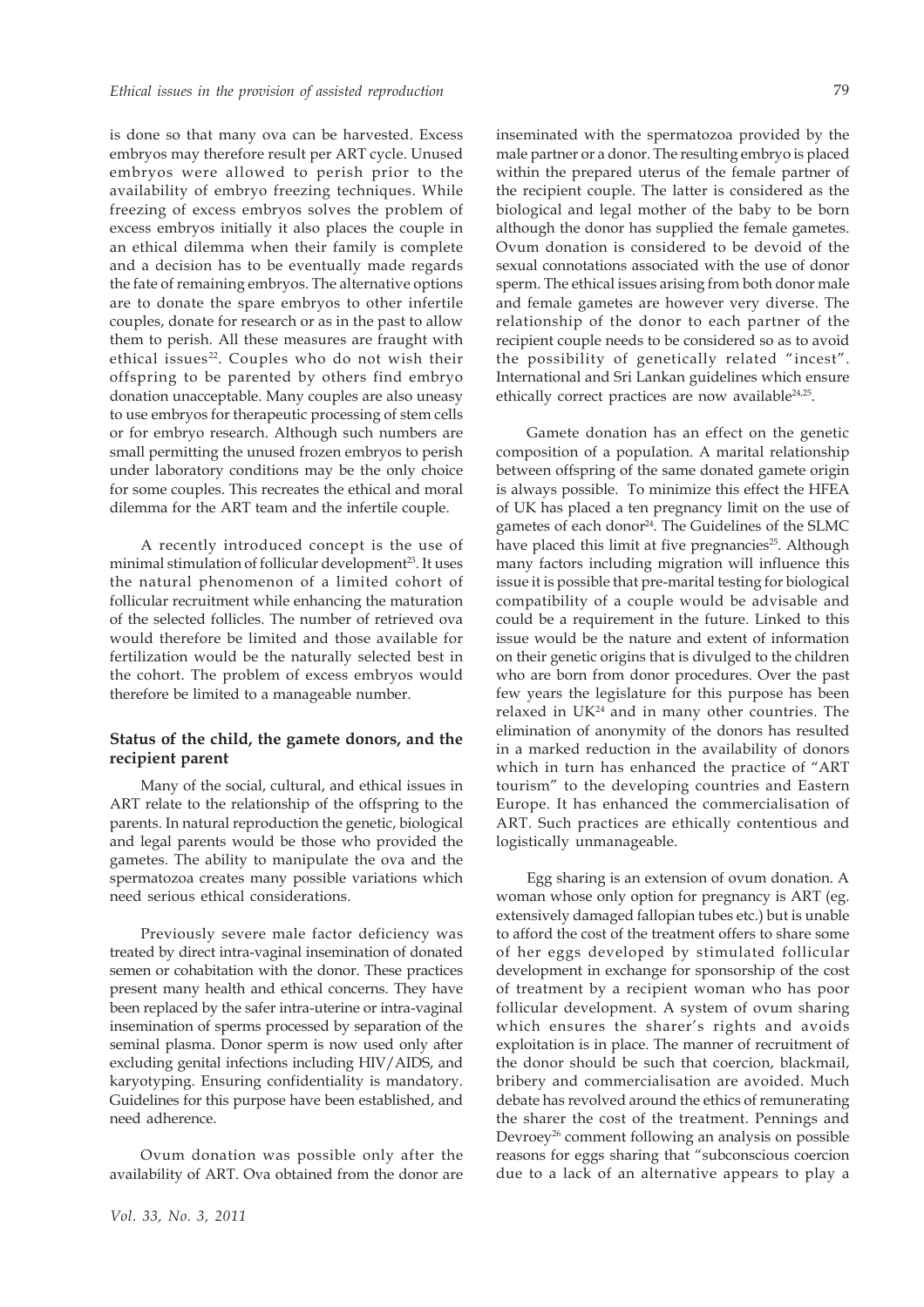is done so that many ova can be harvested. Excess embryos may therefore result per ART cycle. Unused embryos were allowed to perish prior to the availability of embryo freezing techniques. While freezing of excess embryos solves the problem of excess embryos initially it also places the couple in an ethical dilemma when their family is complete and a decision has to be eventually made regards the fate of remaining embryos. The alternative options are to donate the spare embryos to other infertile couples, donate for research or as in the past to allow them to perish. All these measures are fraught with ethical issues[22]. Couples who do not wish their offspring to be parented by others find embryo donation unacceptable. Many couples are also uneasy to use embryos for therapeutic processing of stem cells or for embryo research. Although such numbers are small permitting the unused frozen embryos to perish under laboratory conditions may be the only choice for some couples. This recreates the ethical and moral dilemma for the ART team and the infertile couple.

A recently introduced concept is the use of minimal stimulation of follicular development[23]. It uses the natural phenomenon of a limited cohort of follicular recruitment while enhancing the maturation of the selected follicles. The number of retrieved ova would therefore be limited and those available for fertilization would be the naturally selected best in the cohort. The problem of excess embryos would therefore be limited to a manageable number.

### Status of the child, the gamete donors, and the recipient parent

Many of the social, cultural, and ethical issues in ART relate to the relationship of the offspring to the parents. In natural reproduction the genetic, biological and legal parents would be those who provided the gametes. The ability to manipulate the ova and the spermatozoa creates many possible variations which need serious ethical considerations.

Previously severe male factor deficiency was treated by direct intra-vaginal insemination of donated semen or cohabitation with the donor. These practices present many health and ethical concerns. They have been replaced by the safer intra-uterine or intra-vaginal insemination of sperms processed by separation of the seminal plasma. Donor sperm is now used only after excluding genital infections including HIV/AIDS, and karyotyping. Ensuring confidentiality is mandatory. Guidelines for this purpose have been established, and need adherence.

Ovum donation was possible only after the availability of ART. Ova obtained from the donor are inseminated with the spermatozoa provided by the male partner or a donor. The resulting embryo is placed within the prepared uterus of the female partner of the recipient couple. The latter is considered as the biological and legal mother of the baby to be born although the donor has supplied the female gametes. Ovum donation is considered to be devoid of the sexual connotations associated with the use of donor sperm. The ethical issues arising from both donor male and female gametes are however very diverse. The relationship of the donor to each partner of the recipient couple needs to be considered so as to avoid the possibility of genetically related "incest". International and Sri Lankan guidelines which ensure ethically correct practices are now available[24,25].

Gamete donation has an effect on the genetic composition of a population. A marital relationship between offspring of the same donated gamete origin is always possible. To minimize this effect the HFEA of UK has placed a ten pregnancy limit on the use of gametes of each donor[24]. The Guidelines of the SLMC have placed this limit at five pregnancies[25]. Although many factors including migration will influence this issue it is possible that pre-marital testing for biological compatibility of a couple would be advisable and could be a requirement in the future. Linked to this issue would be the nature and extent of information on their genetic origins that is divulged to the children who are born from donor procedures. Over the past few years the legislature for this purpose has been relaxed in UK[24] and in many other countries. The elimination of anonymity of the donors has resulted in a marked reduction in the availability of donors which in turn has enhanced the practice of "ART tourism" to the developing countries and Eastern Europe. It has enhanced the commercialisation of ART. Such practices are ethically contentious and logistically unmanageable.

Egg sharing is an extension of ovum donation. A woman whose only option for pregnancy is ART (eg. extensively damaged fallopian tubes etc.) but is unable to afford the cost of the treatment offers to share some of her eggs developed by stimulated follicular development in exchange for sponsorship of the cost of treatment by a recipient woman who has poor follicular development. A system of ovum sharing which ensures the sharer's rights and avoids exploitation is in place. The manner of recruitment of the donor should be such that coercion, blackmail, bribery and commercialisation are avoided. Much debate has revolved around the ethics of remunerating the sharer the cost of the treatment. Pennings and Devroey[26] comment following an analysis on possible reasons for eggs sharing that "subconscious coercion due to a lack of an alternative appears to play a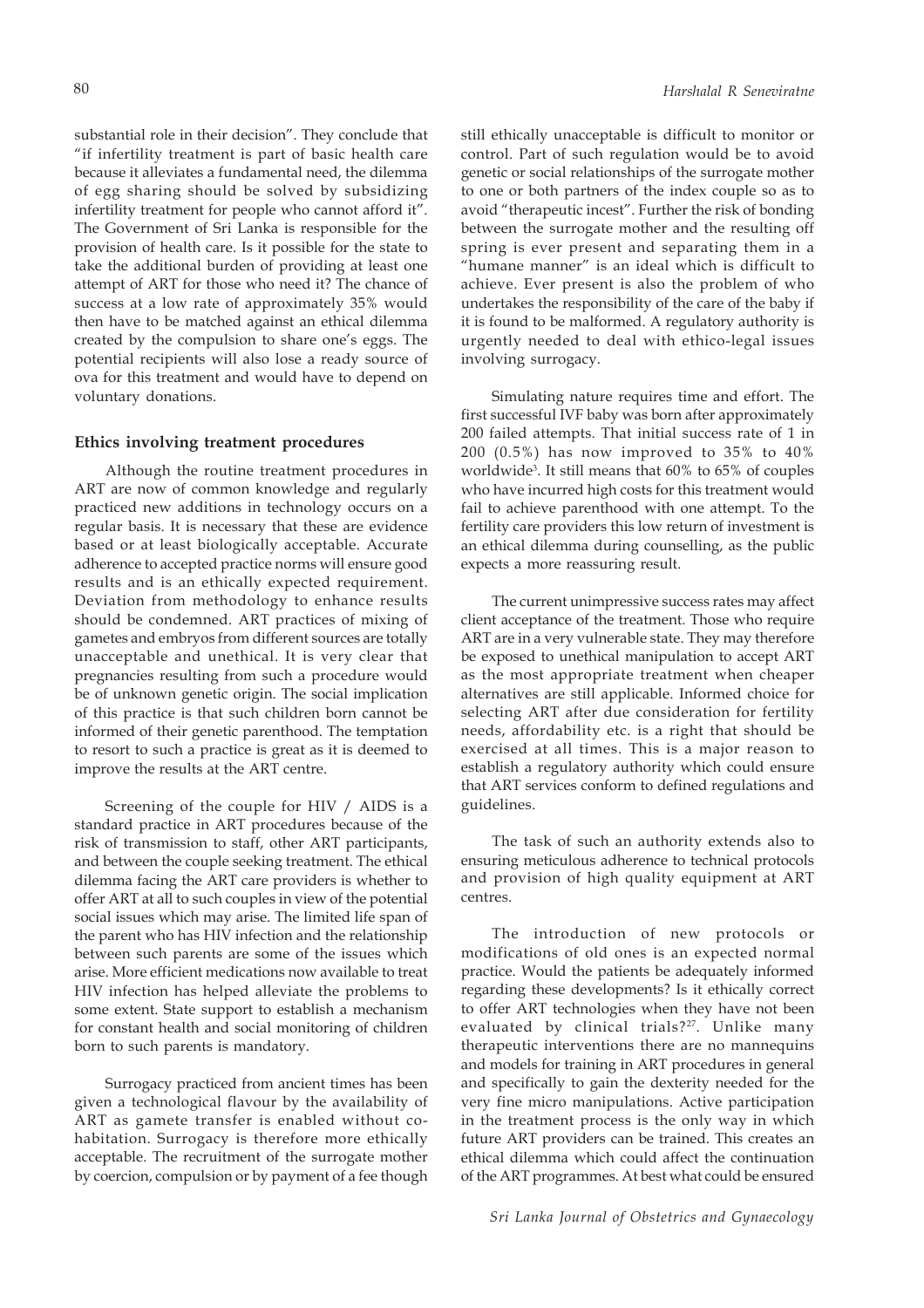substantial role in their decision". They conclude that "if infertility treatment is part of basic health care because it alleviates a fundamental need, the dilemma of egg sharing should be solved by subsidizing infertility treatment for people who cannot afford it". The Government of Sri Lanka is responsible for the provision of health care. Is it possible for the state to take the additional burden of providing at least one attempt of ART for those who need it? The chance of success at a low rate of approximately 35% would then have to be matched against an ethical dilemma created by the compulsion to share one's eggs. The potential recipients will also lose a ready source of ova for this treatment and would have to depend on voluntary donations.

### Ethics involving treatment procedures

Although the routine treatment procedures in ART are now of common knowledge and regularly practiced new additions in technology occurs on a regular basis. It is necessary that these are evidence based or at least biologically acceptable. Accurate adherence to accepted practice norms will ensure good results and is an ethically expected requirement. Deviation from methodology to enhance results should be condemned. ART practices of mixing of gametes and embryos from different sources are totally unacceptable and unethical. It is very clear that pregnancies resulting from such a procedure would be of unknown genetic origin. The social implication of this practice is that such children born cannot be informed of their genetic parenthood. The temptation to resort to such a practice is great as it is deemed to improve the results at the ART centre.

Screening of the couple for HIV / AIDS is a standard practice in ART procedures because of the risk of transmission to staff, other ART participants, and between the couple seeking treatment. The ethical dilemma facing the ART care providers is whether to offer ART at all to such couples in view of the potential social issues which may arise. The limited life span of the parent who has HIV infection and the relationship between such parents are some of the issues which arise. More efficient medications now available to treat HIV infection has helped alleviate the problems to some extent. State support to establish a mechanism for constant health and social monitoring of children born to such parents is mandatory.

Surrogacy practiced from ancient times has been given a technological flavour by the availability of ART as gamete transfer is enabled without co-habitation. Surrogacy is therefore more ethically acceptable. The recruitment of the surrogate mother by coercion, compulsion or by payment of a fee though still ethically unacceptable is difficult to monitor or control. Part of such regulation would be to avoid genetic or social relationships of the surrogate mother to one or both partners of the index couple so as to avoid "therapeutic incest". Further the risk of bonding between the surrogate mother and the resulting off spring is ever present and separating them in a "humane manner" is an ideal which is difficult to achieve. Ever present is also the problem of who undertakes the responsibility of the care of the baby if it is found to be malformed. A regulatory authority is urgently needed to deal with ethico-legal issues involving surrogacy.

Simulating nature requires time and effort. The first successful IVF baby was born after approximately 200 failed attempts. That initial success rate of 1 in 200 (0.5%) has now improved to 35% to 40% worldwide[3]. It still means that 60% to 65% of couples who have incurred high costs for this treatment would fail to achieve parenthood with one attempt. To the fertility care providers this low return of investment is an ethical dilemma during counselling, as the public expects a more reassuring result.

The current unimpressive success rates may affect client acceptance of the treatment. Those who require ART are in a very vulnerable state. They may therefore be exposed to unethical manipulation to accept ART as the most appropriate treatment when cheaper alternatives are still applicable. Informed choice for selecting ART after due consideration for fertility needs, affordability etc. is a right that should be exercised at all times. This is a major reason to establish a regulatory authority which could ensure that ART services conform to defined regulations and guidelines.

The task of such an authority extends also to ensuring meticulous adherence to technical protocols and provision of high quality equipment at ART centres.

The introduction of new protocols or modifications of old ones is an expected normal practice. Would the patients be adequately informed regarding these developments? Is it ethically correct to offer ART technologies when they have not been evaluated by clinical trials?[27]. Unlike many therapeutic interventions there are no mannequins and models for training in ART procedures in general and specifically to gain the dexterity needed for the very fine micro manipulations. Active participation in the treatment process is the only way in which future ART providers can be trained. This creates an ethical dilemma which could affect the continuation of the ART programmes. At best what could be ensured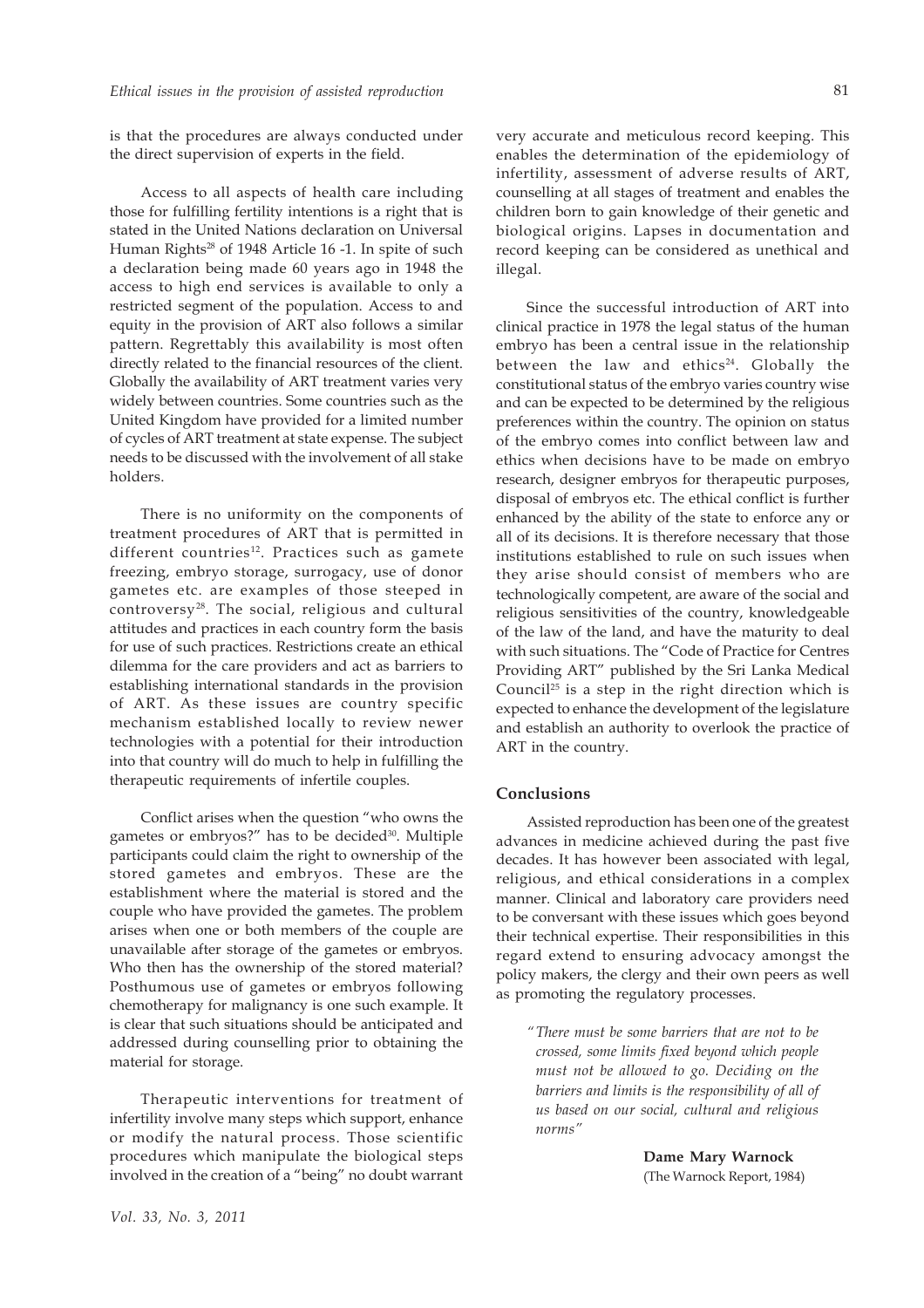is that the procedures are always conducted under the direct supervision of experts in the field.

Access to all aspects of health care including those for fulfilling fertility intentions is a right that is stated in the United Nations declaration on Universal Human Rights[28] of 1948 Article 16 -1. In spite of such a declaration being made 60 years ago in 1948 the access to high end services is available to only a restricted segment of the population. Access to and equity in the provision of ART also follows a similar pattern. Regrettably this availability is most often directly related to the financial resources of the client. Globally the availability of ART treatment varies very widely between countries. Some countries such as the United Kingdom have provided for a limited number of cycles of ART treatment at state expense. The subject needs to be discussed with the involvement of all stake holders.

There is no uniformity on the components of treatment procedures of ART that is permitted in different countries[12]. Practices such as gamete freezing, embryo storage, surrogacy, use of donor gametes etc. are examples of those steeped in controversy[28]. The social, religious and cultural attitudes and practices in each country form the basis for use of such practices. Restrictions create an ethical dilemma for the care providers and act as barriers to establishing international standards in the provision of ART. As these issues are country specific mechanism established locally to review newer technologies with a potential for their introduction into that country will do much to help in fulfilling the therapeutic requirements of infertile couples.

Conflict arises when the question "who owns the gametes or embryos?" has to be decided[30]. Multiple participants could claim the right to ownership of the stored gametes and embryos. These are the establishment where the material is stored and the couple who have provided the gametes. The problem arises when one or both members of the couple are unavailable after storage of the gametes or embryos. Who then has the ownership of the stored material? Posthumous use of gametes or embryos following chemotherapy for malignancy is one such example. It is clear that such situations should be anticipated and addressed during counselling prior to obtaining the material for storage.

Therapeutic interventions for treatment of infertility involve many steps which support, enhance or modify the natural process. Those scientific procedures which manipulate the biological steps involved in the creation of a "being" no doubt warrant very accurate and meticulous record keeping. This enables the determination of the epidemiology of infertility, assessment of adverse results of ART, counselling at all stages of treatment and enables the children born to gain knowledge of their genetic and biological origins. Lapses in documentation and record keeping can be considered as unethical and illegal.

Since the successful introduction of ART into clinical practice in 1978 the legal status of the human embryo has been a central issue in the relationship between the law and ethics[24]. Globally the constitutional status of the embryo varies country wise and can be expected to be determined by the religious preferences within the country. The opinion on status of the embryo comes into conflict between law and ethics when decisions have to be made on embryo research, designer embryos for therapeutic purposes, disposal of embryos etc. The ethical conflict is further enhanced by the ability of the state to enforce any or all of its decisions. It is therefore necessary that those institutions established to rule on such issues when they arise should consist of members who are technologically competent, are aware of the social and religious sensitivities of the country, knowledgeable of the law of the land, and have the maturity to deal with such situations. The "Code of Practice for Centres Providing ART" published by the Sri Lanka Medical Council[25] is a step in the right direction which is expected to enhance the development of the legislature and establish an authority to overlook the practice of ART in the country.

## Conclusions

Assisted reproduction has been one of the greatest advances in medicine achieved during the past five decades. It has however been associated with legal, religious, and ethical considerations in a complex manner. Clinical and laboratory care providers need to be conversant with these issues which goes beyond their technical expertise. Their responsibilities in this regard extend to ensuring advocacy amongst the policy makers, the clergy and their own peers as well as promoting the regulatory processes.

> *"There must be some barriers that are not to be crossed, some limits fixed beyond which people must not be allowed to go. Deciding on the barriers and limits is the responsibility of all of us based on our social, cultural and religious norms"*
>
> **Dame Mary Warnock**
> (The Warnock Report, 1984)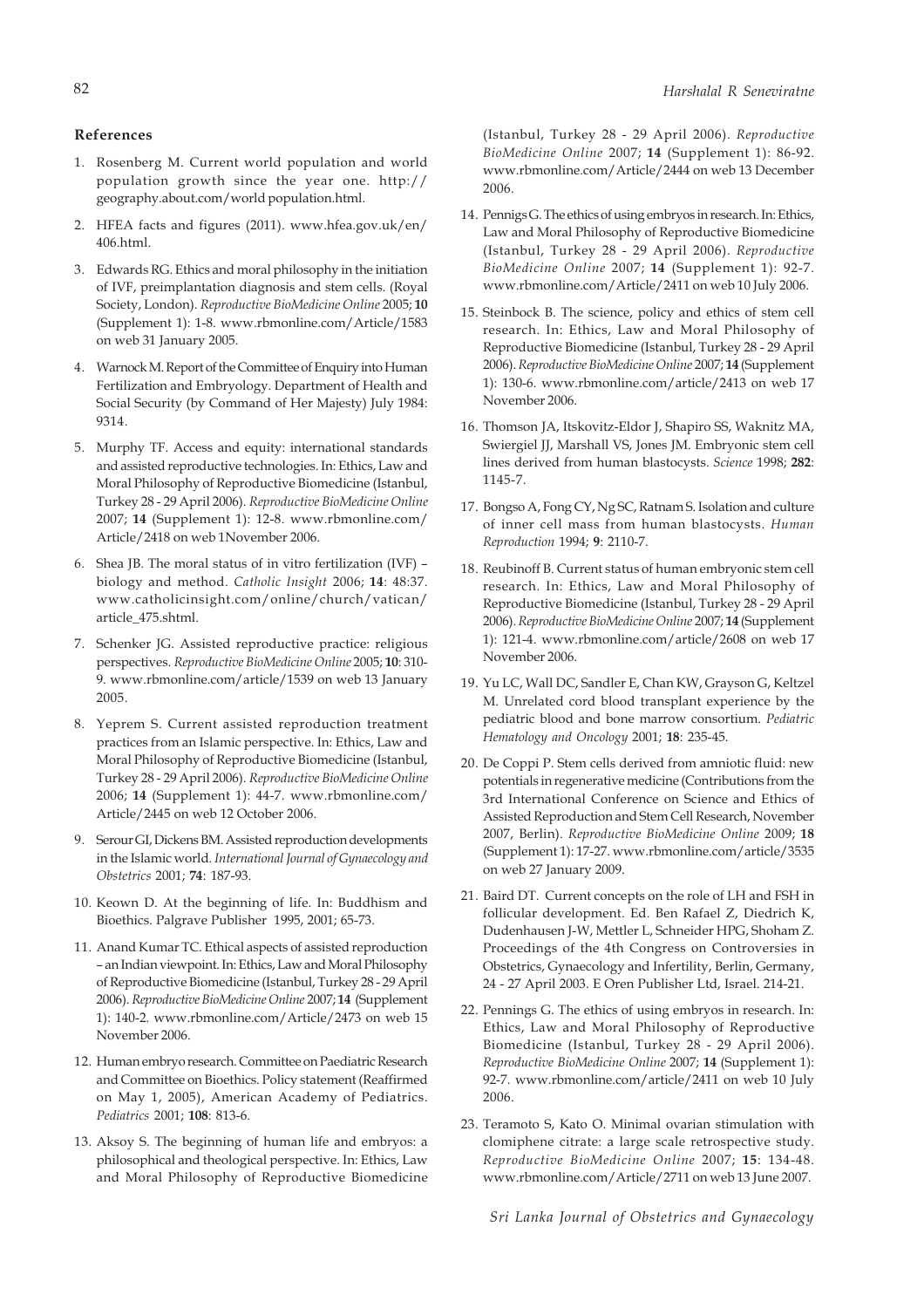## References

1. Rosenberg M. Current world population and world population growth since the year one. http://geography.about.com/world population.html.

2. HFEA facts and figures (2011). www.hfea.gov.uk/en/406.html.

3. Edwards RG. Ethics and moral philosophy in the initiation of IVF, preimplantation diagnosis and stem cells. (Royal Society, London). *Reproductive BioMedicine Online* 2005; **10** (Supplement 1): 1-8. www.rbmonline.com/Article/1583 on web 31 January 2005.

4. Warnock M. Report of the Committee of Enquiry into Human Fertilization and Embryology. Department of Health and Social Security (by Command of Her Majesty) July 1984: 9314.

5. Murphy TF. Access and equity: international standards and assisted reproductive technologies. In: Ethics, Law and Moral Philosophy of Reproductive Biomedicine (Istanbul, Turkey 28 - 29 April 2006). *Reproductive BioMedicine Online* 2007; **14** (Supplement 1): 12-8. www.rbmonline.com/Article/2418 on web 1November 2006.

6. Shea JB. The moral status of in vitro fertilization (IVF) – biology and method. *Catholic Insight* 2006; **14**: 48:37. www.catholicinsight.com/online/church/vatican/article_475.shtml.

7. Schenker JG. Assisted reproductive practice: religious perspectives. *Reproductive BioMedicine Online* 2005; **10**: 310-9. www.rbmonline.com/article/1539 on web 13 January 2005.

8. Yeprem S. Current assisted reproduction treatment practices from an Islamic perspective. In: Ethics, Law and Moral Philosophy of Reproductive Biomedicine (Istanbul, Turkey 28 - 29 April 2006). *Reproductive BioMedicine Online* 2006; **14** (Supplement 1): 44-7. www.rbmonline.com/Article/2445 on web 12 October 2006.

9. Serour GI, Dickens BM. Assisted reproduction developments in the Islamic world. *International Journal of Gynaecology and Obstetrics* 2001; **74**: 187-93.

10. Keown D. At the beginning of life. In: Buddhism and Bioethics. Palgrave Publisher 1995, 2001; 65-73.

11. Anand Kumar TC. Ethical aspects of assisted reproduction – an Indian viewpoint. In: Ethics, Law and Moral Philosophy of Reproductive Biomedicine (Istanbul, Turkey 28 - 29 April 2006). *Reproductive BioMedicine Online* 2007; **14** (Supplement 1): 140-2. www.rbmonline.com/Article/2473 on web 15 November 2006.

12. Human embryo research. Committee on Paediatric Research and Committee on Bioethics. Policy statement (Reaffirmed on May 1, 2005), American Academy of Pediatrics. *Pediatrics* 2001; **108**: 813-6.

13. Aksoy S. The beginning of human life and embryos: a philosophical and theological perspective. In: Ethics, Law and Moral Philosophy of Reproductive Biomedicine (Istanbul, Turkey 28 - 29 April 2006). *Reproductive BioMedicine Online* 2007; **14** (Supplement 1): 86-92. www.rbmonline.com/Article/2444 on web 13 December 2006.

14. Pennigs G. The ethics of using embryos in research. In: Ethics, Law and Moral Philosophy of Reproductive Biomedicine (Istanbul, Turkey 28 - 29 April 2006). *Reproductive BioMedicine Online* 2007; **14** (Supplement 1): 92-7. www.rbmonline.com/Article/2411 on web 10 July 2006.

15. Steinbock B. The science, policy and ethics of stem cell research. In: Ethics, Law and Moral Philosophy of Reproductive Biomedicine (Istanbul, Turkey 28 - 29 April 2006). *Reproductive BioMedicine Online* 2007; **14** (Supplement 1): 130-6. www.rbmonline.com/article/2413 on web 17 November 2006.

16. Thomson JA, Itskovitz-Eldor J, Shapiro SS, Waknitz MA, Swiergiel JJ, Marshall VS, Jones JM. Embryonic stem cell lines derived from human blastocysts. *Science* 1998; **282**: 1145-7.

17. Bongso A, Fong CY, Ng SC, Ratnam S. Isolation and culture of inner cell mass from human blastocysts. *Human Reproduction* 1994; **9**: 2110-7.

18. Reubinoff B. Current status of human embryonic stem cell research. In: Ethics, Law and Moral Philosophy of Reproductive Biomedicine (Istanbul, Turkey 28 - 29 April 2006). *Reproductive BioMedicine Online* 2007; **14** (Supplement 1): 121-4. www.rbmonline.com/article/2608 on web 17 November 2006.

19. Yu LC, Wall DC, Sandler E, Chan KW, Grayson G, Keltzel M. Unrelated cord blood transplant experience by the pediatric blood and bone marrow consortium. *Pediatric Hematology and Oncology* 2001; **18**: 235-45.

20. De Coppi P. Stem cells derived from amniotic fluid: new potentials in regenerative medicine (Contributions from the 3rd International Conference on Science and Ethics of Assisted Reproduction and Stem Cell Research, November 2007, Berlin). *Reproductive BioMedicine Online* 2009; **18** (Supplement 1): 17-27. www.rbmonline.com/article/3535 on web 27 January 2009.

21. Baird DT. Current concepts on the role of LH and FSH in follicular development. Ed. Ben Rafael Z, Diedrich K, Dudenhausen J-W, Mettler L, Schneider HPG, Shoham Z. Proceedings of the 4th Congress on Controversies in Obstetrics, Gynaecology and Infertility, Berlin, Germany, 24 - 27 April 2003. E Oren Publisher Ltd, Israel. 214-21.

22. Pennings G. The ethics of using embryos in research. In: Ethics, Law and Moral Philosophy of Reproductive Biomedicine (Istanbul, Turkey 28 - 29 April 2006). *Reproductive BioMedicine Online* 2007; **14** (Supplement 1): 92-7. www.rbmonline.com/article/2411 on web 10 July 2006.

23. Teramoto S, Kato O. Minimal ovarian stimulation with clomiphene citrate: a large scale retrospective study. *Reproductive BioMedicine Online* 2007; **15**: 134-48. www.rbmonline.com/Article/2711 on web 13 June 2007.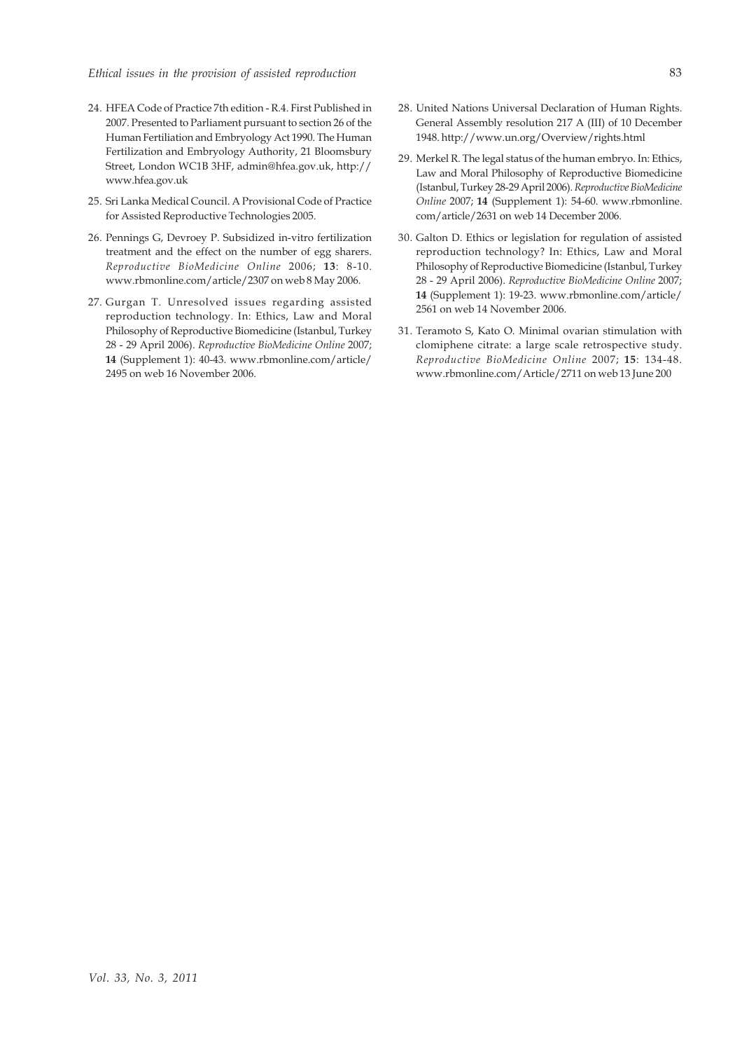24. HFEA Code of Practice 7th edition - R.4. First Published in 2007. Presented to Parliament pursuant to section 26 of the Human Fertiliation and Embryology Act 1990. The Human Fertilization and Embryology Authority, 21 Bloomsbury Street, London WC1B 3HF, admin@hfea.gov.uk, http://www.hfea.gov.uk

25. Sri Lanka Medical Council. A Provisional Code of Practice for Assisted Reproductive Technologies 2005.

26. Pennings G, Devroey P. Subsidized in-vitro fertilization treatment and the effect on the number of egg sharers. *Reproductive BioMedicine Online* 2006; **13**: 8-10. www.rbmonline.com/article/2307 on web 8 May 2006.

27. Gurgan T. Unresolved issues regarding assisted reproduction technology. In: Ethics, Law and Moral Philosophy of Reproductive Biomedicine (Istanbul, Turkey 28 - 29 April 2006). *Reproductive BioMedicine Online* 2007; **14** (Supplement 1): 40-43. www.rbmonline.com/article/2495 on web 16 November 2006.

28. United Nations Universal Declaration of Human Rights. General Assembly resolution 217 A (III) of 10 December 1948. http://www.un.org/Overview/rights.html

29. Merkel R. The legal status of the human embryo. In: Ethics, Law and Moral Philosophy of Reproductive Biomedicine (Istanbul, Turkey 28-29 April 2006). *Reproductive BioMedicine Online* 2007; **14** (Supplement 1): 54-60. www.rbmonline.com/article/2631 on web 14 December 2006.

30. Galton D. Ethics or legislation for regulation of assisted reproduction technology? In: Ethics, Law and Moral Philosophy of Reproductive Biomedicine (Istanbul, Turkey 28 - 29 April 2006). *Reproductive BioMedicine Online* 2007; **14** (Supplement 1): 19-23. www.rbmonline.com/article/2561 on web 14 November 2006.

31. Teramoto S, Kato O. Minimal ovarian stimulation with clomiphene citrate: a large scale retrospective study. *Reproductive BioMedicine Online* 2007; **15**: 134-48. www.rbmonline.com/Article/2711 on web 13 June 200